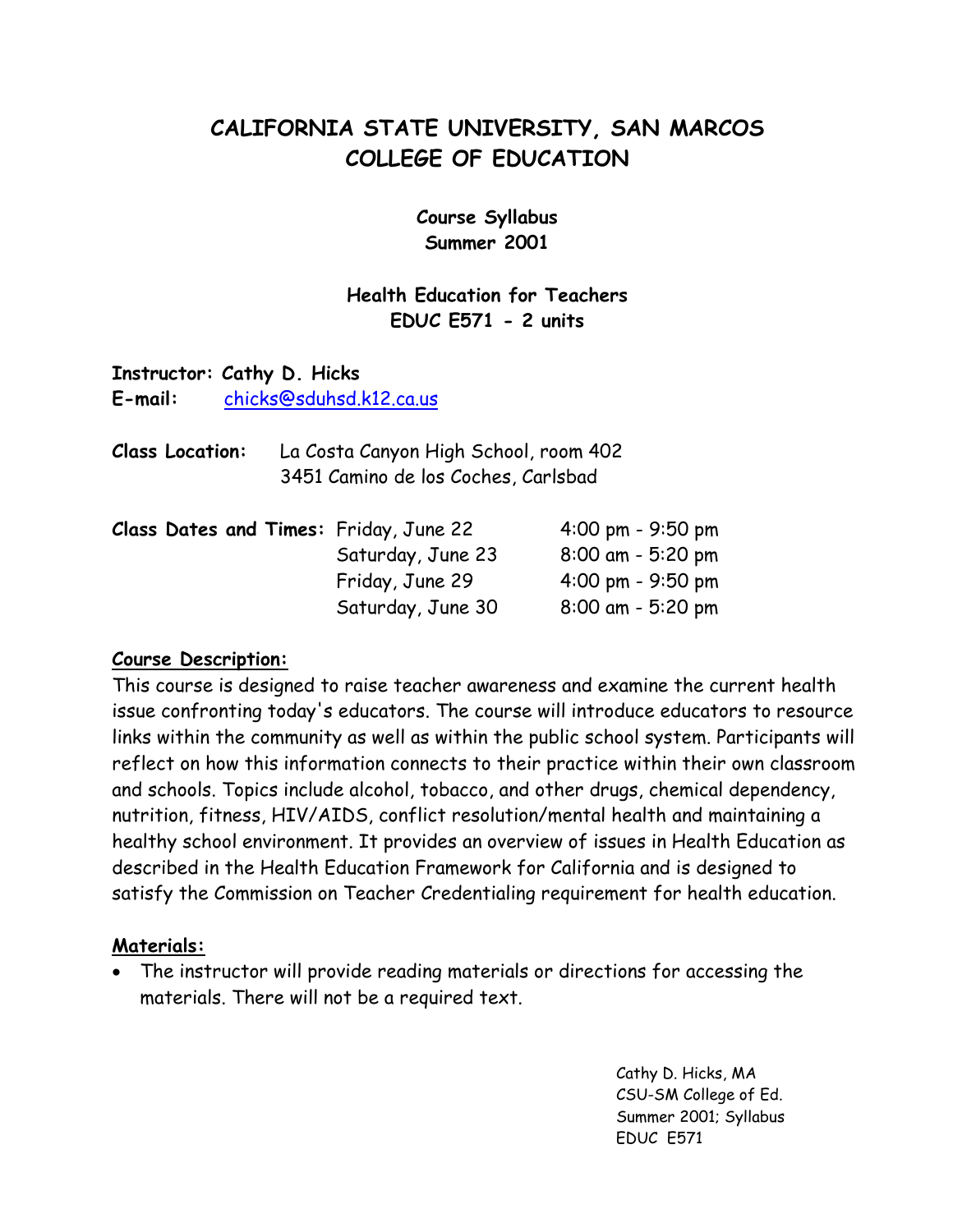# CALIFORNIA STATE UNIVERSITY, SAN MARCOS
# COLLEGE OF EDUCATION

**Course Syllabus**
**Summer 2001**

**Health Education for Teachers**
**EDUC E571 - 2 units**

**Instructor: Cathy D. Hicks**
**E-mail:** chicks@sduhsd.k12.ca.us

**Class Location:** La Costa Canyon High School, room 402
3451 Camino de los Coches, Carlsbad

| **Class Dates and Times:** | | |
|---|---|---|
| | Friday, June 22 | 4:00 pm - 9:50 pm |
| | Saturday, June 23 | 8:00 am - 5:20 pm |
| | Friday, June 29 | 4:00 pm - 9:50 pm |
| | Saturday, June 30 | 8:00 am - 5:20 pm |

## Course Description:

This course is designed to raise teacher awareness and examine the current health issue confronting today's educators. The course will introduce educators to resource links within the community as well as within the public school system. Participants will reflect on how this information connects to their practice within their own classroom and schools. Topics include alcohol, tobacco, and other drugs, chemical dependency, nutrition, fitness, HIV/AIDS, conflict resolution/mental health and maintaining a healthy school environment. It provides an overview of issues in Health Education as described in the Health Education Framework for California and is designed to satisfy the Commission on Teacher Credentialing requirement for health education.

## Materials:

- The instructor will provide reading materials or directions for accessing the materials. There will not be a required text.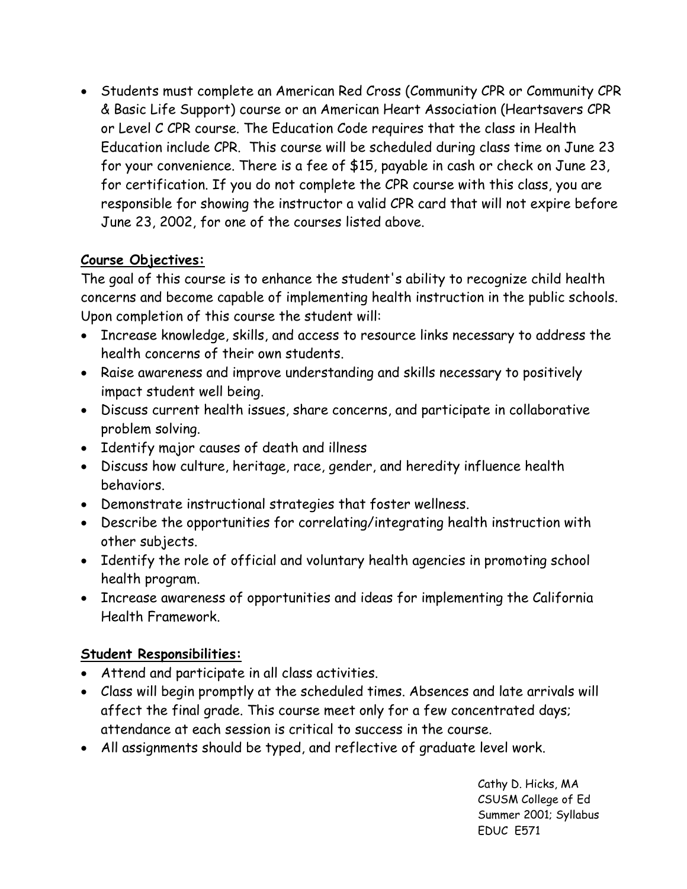- Students must complete an American Red Cross (Community CPR or Community CPR & Basic Life Support) course or an American Heart Association (Heartsavers CPR or Level C CPR course. The Education Code requires that the class in Health Education include CPR. This course will be scheduled during class time on June 23 for your convenience. There is a fee of $15, payable in cash or check on June 23, for certification. If you do not complete the CPR course with this class, you are responsible for showing the instructor a valid CPR card that will not expire before June 23, 2002, for one of the courses listed above.

**Course Objectives:**

The goal of this course is to enhance the student's ability to recognize child health concerns and become capable of implementing health instruction in the public schools. Upon completion of this course the student will:

- Increase knowledge, skills, and access to resource links necessary to address the health concerns of their own students.
- Raise awareness and improve understanding and skills necessary to positively impact student well being.
- Discuss current health issues, share concerns, and participate in collaborative problem solving.
- Identify major causes of death and illness
- Discuss how culture, heritage, race, gender, and heredity influence health behaviors.
- Demonstrate instructional strategies that foster wellness.
- Describe the opportunities for correlating/integrating health instruction with other subjects.
- Identify the role of official and voluntary health agencies in promoting school health program.
- Increase awareness of opportunities and ideas for implementing the California Health Framework.

**Student Responsibilities:**

- Attend and participate in all class activities.
- Class will begin promptly at the scheduled times. Absences and late arrivals will affect the final grade. This course meet only for a few concentrated days; attendance at each session is critical to success in the course.
- All assignments should be typed, and reflective of graduate level work.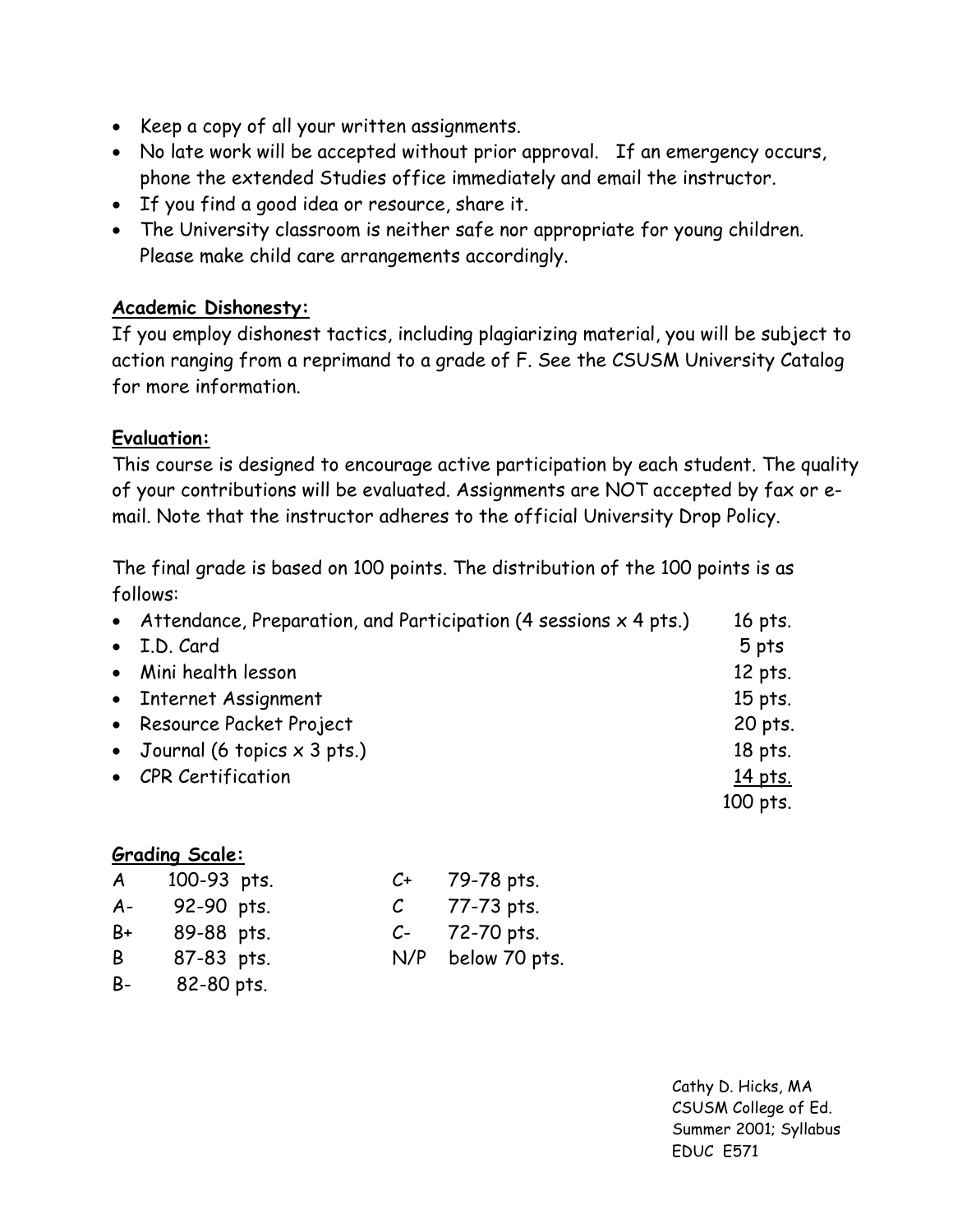- Keep a copy of all your written assignments.
- No late work will be accepted without prior approval. If an emergency occurs, phone the extended Studies office immediately and email the instructor.
- If you find a good idea or resource, share it.
- The University classroom is neither safe nor appropriate for young children. Please make child care arrangements accordingly.

**Academic Dishonesty:**

If you employ dishonest tactics, including plagiarizing material, you will be subject to action ranging from a reprimand to a grade of F. See the CSUSM University Catalog for more information.

**Evaluation:**

This course is designed to encourage active participation by each student. The quality of your contributions will be evaluated. Assignments are NOT accepted by fax or e-mail. Note that the instructor adheres to the official University Drop Policy.

The final grade is based on 100 points. The distribution of the 100 points is as follows:

| Item | Points |
|---|---|
| Attendance, Preparation, and Participation (4 sessions x 4 pts.) | 16 pts. |
| I.D. Card | 5 pts |
| Mini health lesson | 12 pts. |
| Internet Assignment | 15 pts. |
| Resource Packet Project | 20 pts. |
| Journal (6 topics x 3 pts.) | 18 pts. |
| CPR Certification | 14 pts. |
| | 100 pts. |

**Grading Scale:**

| Grade | Points | Grade | Points |
|---|---|---|---|
| A | 100-93 pts. | C+ | 79-78 pts. |
| A- | 92-90 pts. | C | 77-73 pts. |
| B+ | 89-88 pts. | C- | 72-70 pts. |
| B | 87-83 pts. | N/P | below 70 pts. |
| B- | 82-80 pts. | | |

Cathy D. Hicks, MA
CSUSM College of Ed.
Summer 2001; Syllabus
EDUC E571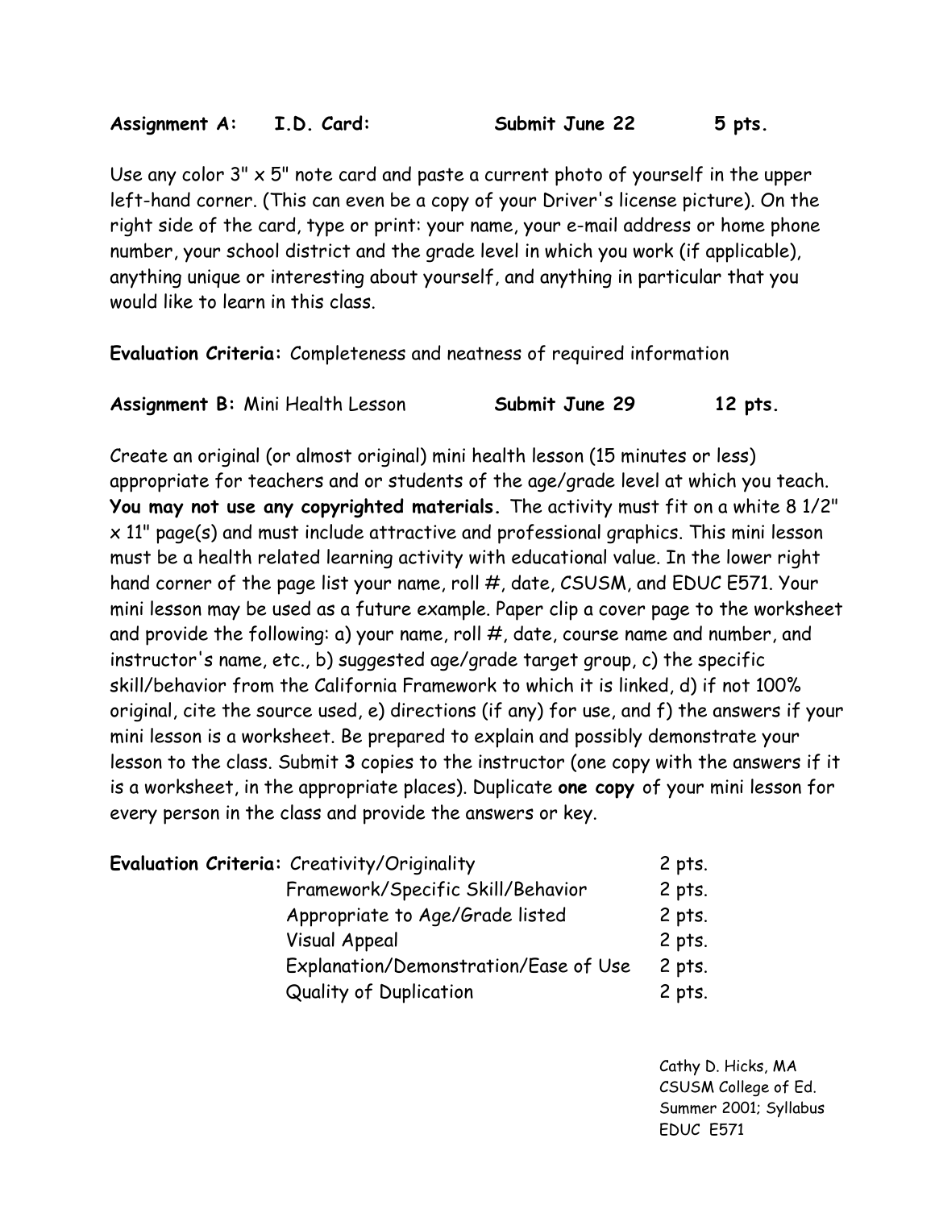**Assignment A: I.D. Card: Submit June 22 5 pts.**

Use any color 3" x 5" note card and paste a current photo of yourself in the upper left-hand corner. (This can even be a copy of your Driver's license picture). On the right side of the card, type or print: your name, your e-mail address or home phone number, your school district and the grade level in which you work (if applicable), anything unique or interesting about yourself, and anything in particular that you would like to learn in this class.

**Evaluation Criteria:** Completeness and neatness of required information

**Assignment B:** Mini Health Lesson **Submit June 29 12 pts.**

Create an original (or almost original) mini health lesson (15 minutes or less) appropriate for teachers and or students of the age/grade level at which you teach. **You may not use any copyrighted materials.** The activity must fit on a white 8 1/2" x 11" page(s) and must include attractive and professional graphics. This mini lesson must be a health related learning activity with educational value. In the lower right hand corner of the page list your name, roll #, date, CSUSM, and EDUC E571. Your mini lesson may be used as a future example. Paper clip a cover page to the worksheet and provide the following: a) your name, roll #, date, course name and number, and instructor's name, etc., b) suggested age/grade target group, c) the specific skill/behavior from the California Framework to which it is linked, d) if not 100% original, cite the source used, e) directions (if any) for use, and f) the answers if your mini lesson is a worksheet. Be prepared to explain and possibly demonstrate your lesson to the class. Submit **3** copies to the instructor (one copy with the answers if it is a worksheet, in the appropriate places). Duplicate **one copy** of your mini lesson for every person in the class and provide the answers or key.

| **Evaluation Criteria:** | | |
|---|---|---|
| | Creativity/Originality | 2 pts. |
| | Framework/Specific Skill/Behavior | 2 pts. |
| | Appropriate to Age/Grade listed | 2 pts. |
| | Visual Appeal | 2 pts. |
| | Explanation/Demonstration/Ease of Use | 2 pts. |
| | Quality of Duplication | 2 pts. |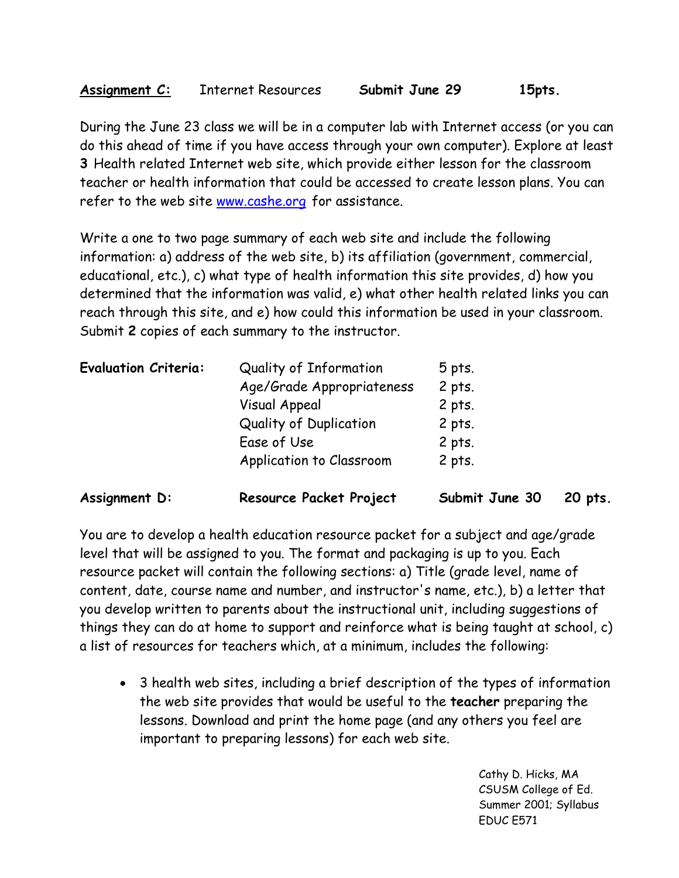**<u>Assignment C:</u>** Internet Resources **Submit June 29** **15pts.**

During the June 23 class we will be in a computer lab with Internet access (or you can do this ahead of time if you have access through your own computer). Explore at least **3** Health related Internet web site, which provide either lesson for the classroom teacher or health information that could be accessed to create lesson plans. You can refer to the web site www.cashe.org for assistance.

Write a one to two page summary of each web site and include the following information: a) address of the web site, b) its affiliation (government, commercial, educational, etc.), c) what type of health information this site provides, d) how you determined that the information was valid, e) what other health related links you can reach through this site, and e) how could this information be used in your classroom. Submit **2** copies of each summary to the instructor.

| **Evaluation Criteria:** | Quality of Information | 5 pts. |
|---|---|---|
| | Age/Grade Appropriateness | 2 pts. |
| | Visual Appeal | 2 pts. |
| | Quality of Duplication | 2 pts. |
| | Ease of Use | 2 pts. |
| | Application to Classroom | 2 pts. |

**Assignment D:** **Resource Packet Project** **Submit June 30** **20 pts.**

You are to develop a health education resource packet for a subject and age/grade level that will be assigned to you. The format and packaging is up to you. Each resource packet will contain the following sections: a) Title (grade level, name of content, date, course name and number, and instructor's name, etc.), b) a letter that you develop written to parents about the instructional unit, including suggestions of things they can do at home to support and reinforce what is being taught at school, c) a list of resources for teachers which, at a minimum, includes the following:

- 3 health web sites, including a brief description of the types of information the web site provides that would be useful to the **teacher** preparing the lessons. Download and print the home page (and any others you feel are important to preparing lessons) for each web site.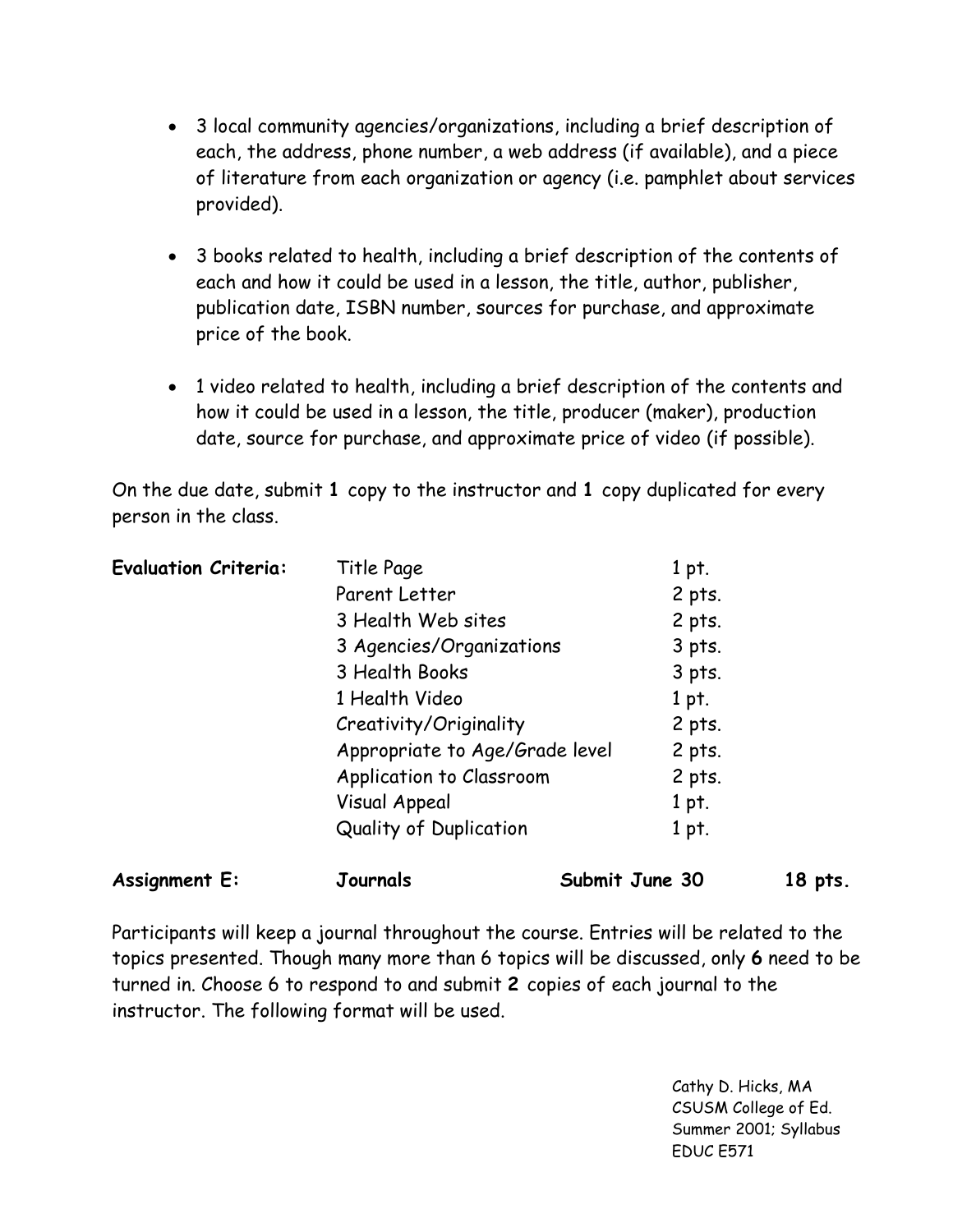- 3 local community agencies/organizations, including a brief description of each, the address, phone number, a web address (if available), and a piece of literature from each organization or agency (i.e. pamphlet about services provided).

- 3 books related to health, including a brief description of the contents of each and how it could be used in a lesson, the title, author, publisher, publication date, ISBN number, sources for purchase, and approximate price of the book.

- 1 video related to health, including a brief description of the contents and how it could be used in a lesson, the title, producer (maker), production date, source for purchase, and approximate price of video (if possible).

On the due date, submit **1** copy to the instructor and **1** copy duplicated for every person in the class.

| **Evaluation Criteria:** | Title Page | 1 pt. |
|---|---|---|
| | Parent Letter | 2 pts. |
| | 3 Health Web sites | 2 pts. |
| | 3 Agencies/Organizations | 3 pts. |
| | 3 Health Books | 3 pts. |
| | 1 Health Video | 1 pt. |
| | Creativity/Originality | 2 pts. |
| | Appropriate to Age/Grade level | 2 pts. |
| | Application to Classroom | 2 pts. |
| | Visual Appeal | 1 pt. |
| | Quality of Duplication | 1 pt. |

**Assignment E: Journals Submit June 30 18 pts.**

Participants will keep a journal throughout the course. Entries will be related to the topics presented. Though many more than 6 topics will be discussed, only **6** need to be turned in. Choose 6 to respond to and submit **2** copies of each journal to the instructor. The following format will be used.

Cathy D. Hicks, MA
CSUSM College of Ed.
Summer 2001; Syllabus
EDUC E571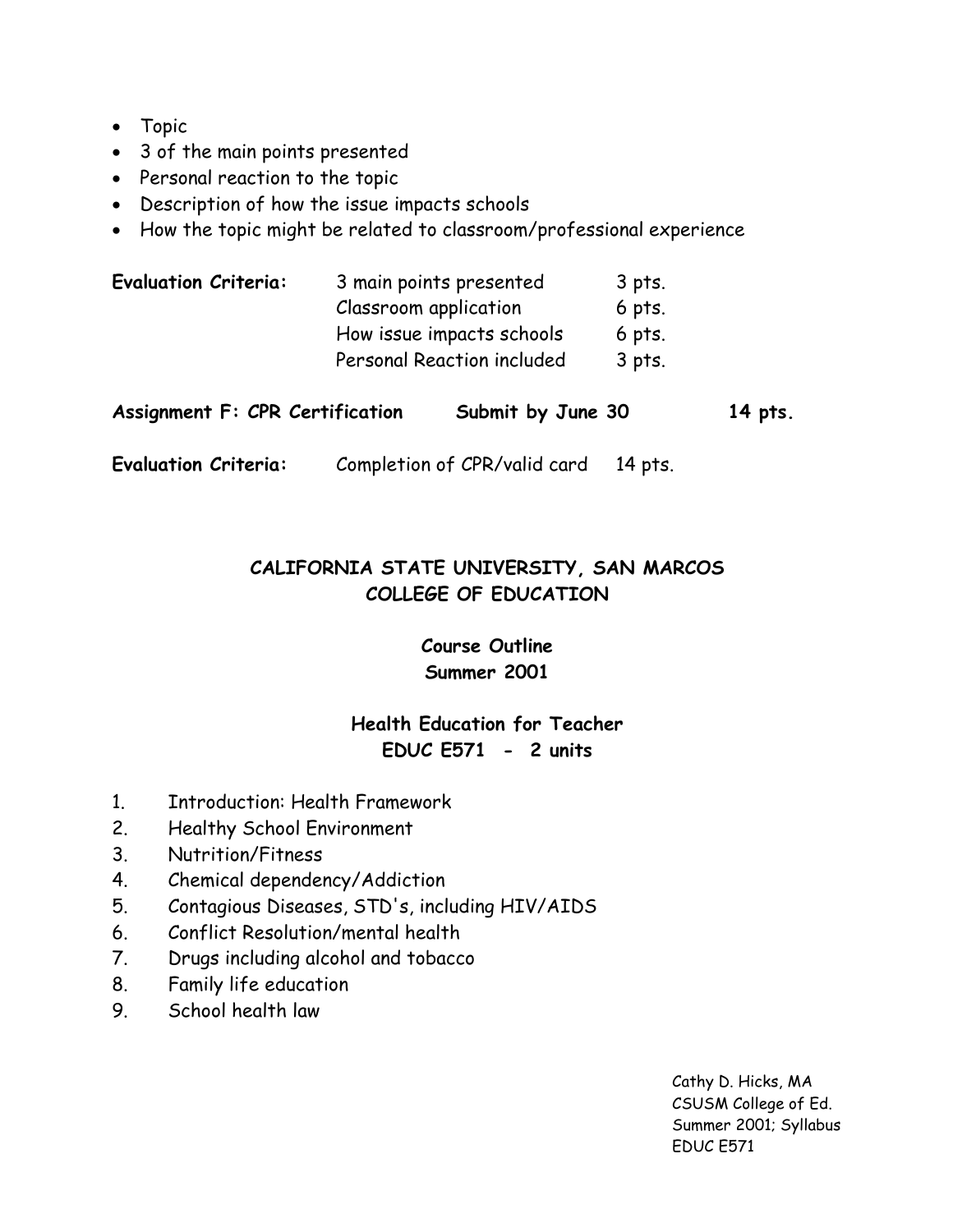- Topic
- 3 of the main points presented
- Personal reaction to the topic
- Description of how the issue impacts schools
- How the topic might be related to classroom/professional experience

| | | |
|---|---|---|
| **Evaluation Criteria:** | 3 main points presented | 3 pts. |
| | Classroom application | 6 pts. |
| | How issue impacts schools | 6 pts. |
| | Personal Reaction included | 3 pts. |

**Assignment F: CPR Certification** **Submit by June 30** **14 pts.**

| | | |
|---|---|---|
| **Evaluation Criteria:** | Completion of CPR/valid card | 14 pts. |

**CALIFORNIA STATE UNIVERSITY, SAN MARCOS**
**COLLEGE OF EDUCATION**

**Course Outline**
**Summer 2001**

**Health Education for Teacher**
**EDUC E571 - 2 units**

1. Introduction: Health Framework
2. Healthy School Environment
3. Nutrition/Fitness
4. Chemical dependency/Addiction
5. Contagious Diseases, STD's, including HIV/AIDS
6. Conflict Resolution/mental health
7. Drugs including alcohol and tobacco
8. Family life education
9. School health law

Cathy D. Hicks, MA
CSUSM College of Ed.
Summer 2001; Syllabus
EDUC E571